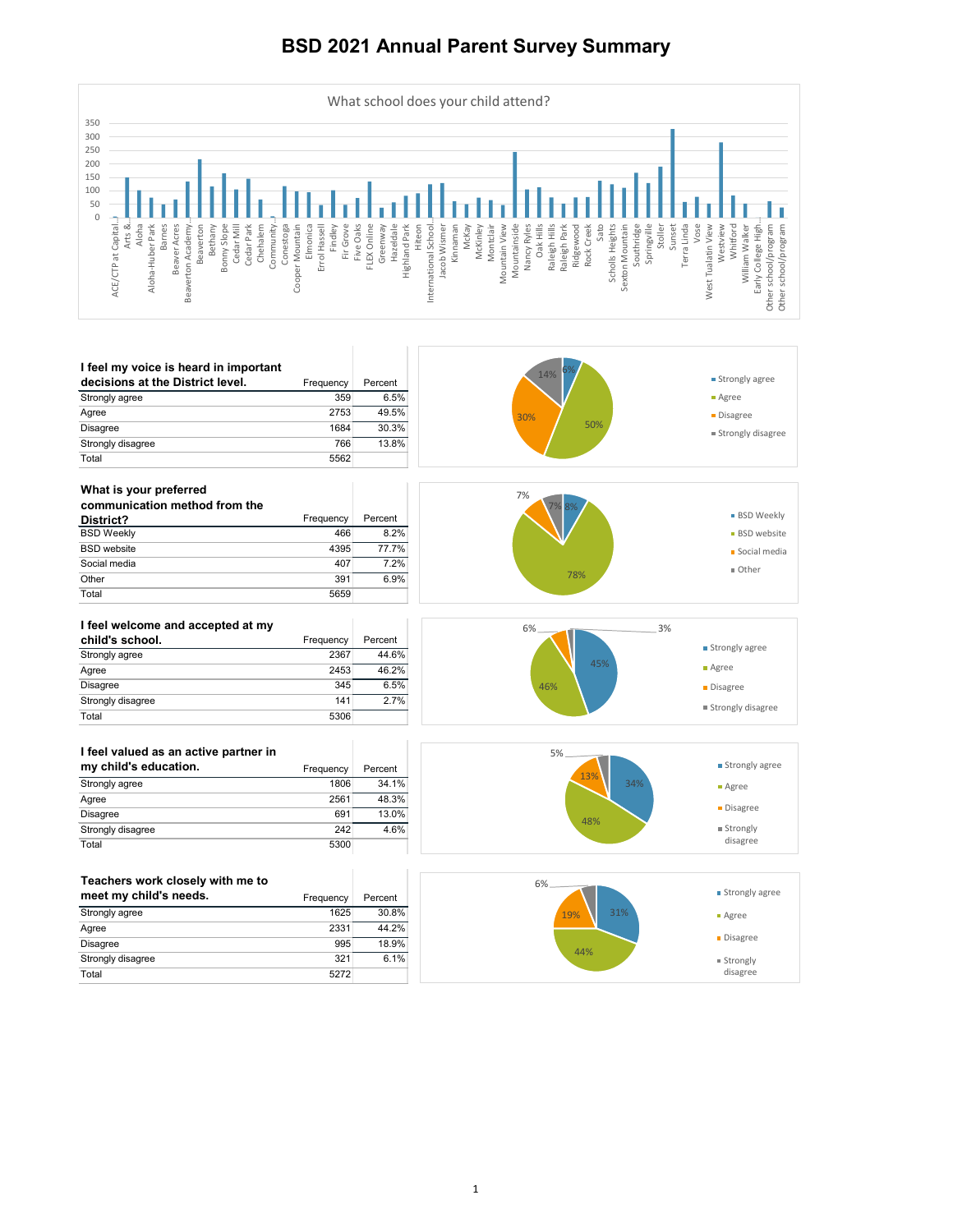# BSD 2021 Annual Parent Survey Summary

What school does your child attend?

| I feel my voice is heard in important decisions at the District level. | Frequency | Percent |
|---|---|---|
| Strongly agree | 359 | 6.5% |
| Agree | 2753 | 49.5% |
| Disagree | 1684 | 30.3% |
| Strongly disagree | 766 | 13.8% |
| Total | 5562 | |

| What is your preferred communication method from the District? | Frequency | Percent |
|---|---|---|
| BSD Weekly | 466 | 8.2% |
| BSD website | 4395 | 77.7% |
| Social media | 407 | 7.2% |
| Other | 391 | 6.9% |
| Total | 5659 | |

| I feel welcome and accepted at my child's school. | Frequency | Percent |
|---|---|---|
| Strongly agree | 2367 | 44.6% |
| Agree | 2453 | 46.2% |
| Disagree | 345 | 6.5% |
| Strongly disagree | 141 | 2.7% |
| Total | 5306 | |

| I feel valued as an active partner in my child's education. | Frequency | Percent |
|---|---|---|
| Strongly agree | 1806 | 34.1% |
| Agree | 2561 | 48.3% |
| Disagree | 691 | 13.0% |
| Strongly disagree | 242 | 4.6% |
| Total | 5300 | |

| Teachers work closely with me to meet my child's needs. | Frequency | Percent |
|---|---|---|
| Strongly agree | 1625 | 30.8% |
| Agree | 2331 | 44.2% |
| Disagree | 995 | 18.9% |
| Strongly disagree | 321 | 6.1% |
| Total | 5272 | |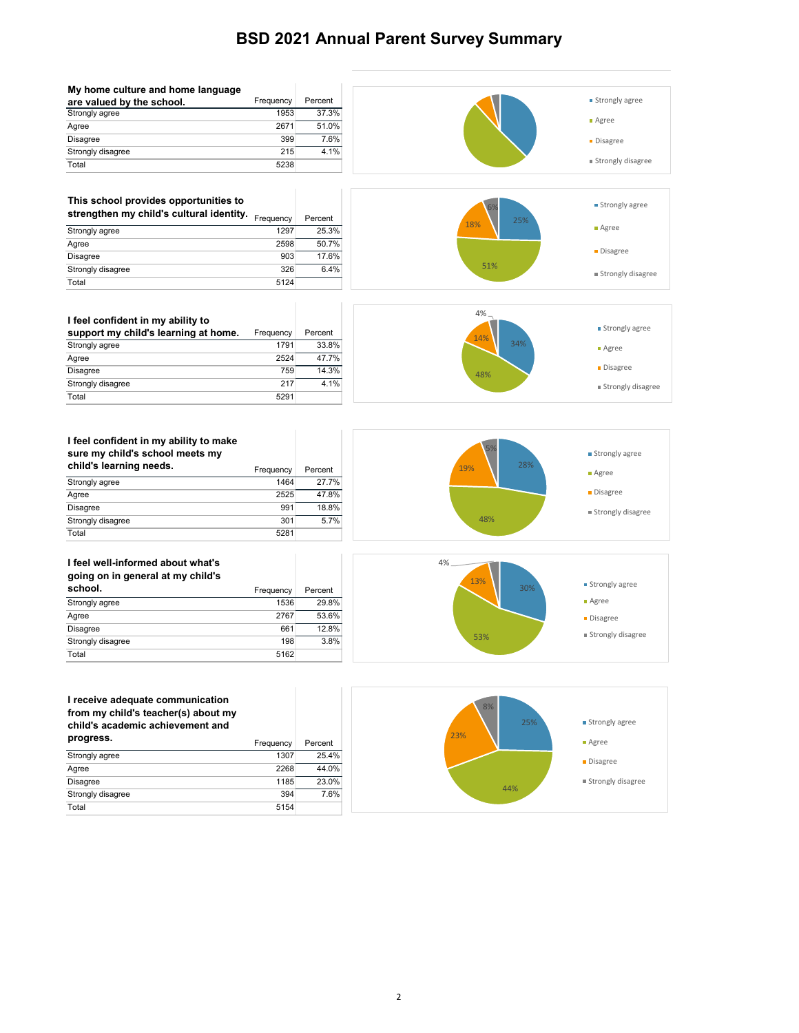# BSD 2021 Annual Parent Survey Summary

| My home culture and home language are valued by the school. | Frequency | Percent |
|---|---|---|
| Strongly agree | 1953 | 37.3% |
| Agree | 2671 | 51.0% |
| Disagree | 399 | 7.6% |
| Strongly disagree | 215 | 4.1% |
| Total | 5238 | |

| This school provides opportunities to strengthen my child's cultural identity. | Frequency | Percent |
|---|---|---|
| Strongly agree | 1297 | 25.3% |
| Agree | 2598 | 50.7% |
| Disagree | 903 | 17.6% |
| Strongly disagree | 326 | 6.4% |
| Total | 5124 | |

| I feel confident in my ability to support my child's learning at home. | Frequency | Percent |
|---|---|---|
| Strongly agree | 1791 | 33.8% |
| Agree | 2524 | 47.7% |
| Disagree | 759 | 14.3% |
| Strongly disagree | 217 | 4.1% |
| Total | 5291 | |

| I feel confident in my ability to make sure my child's school meets my child's learning needs. | Frequency | Percent |
|---|---|---|
| Strongly agree | 1464 | 27.7% |
| Agree | 2525 | 47.8% |
| Disagree | 991 | 18.8% |
| Strongly disagree | 301 | 5.7% |
| Total | 5281 | |

| I feel well-informed about what's going on in general at my child's school. | Frequency | Percent |
|---|---|---|
| Strongly agree | 1536 | 29.8% |
| Agree | 2767 | 53.6% |
| Disagree | 661 | 12.8% |
| Strongly disagree | 198 | 3.8% |
| Total | 5162 | |

| I receive adequate communication from my child's teacher(s) about my child's academic achievement and progress. | Frequency | Percent |
|---|---|---|
| Strongly agree | 1307 | 25.4% |
| Agree | 2268 | 44.0% |
| Disagree | 1185 | 23.0% |
| Strongly disagree | 394 | 7.6% |
| Total | 5154 | |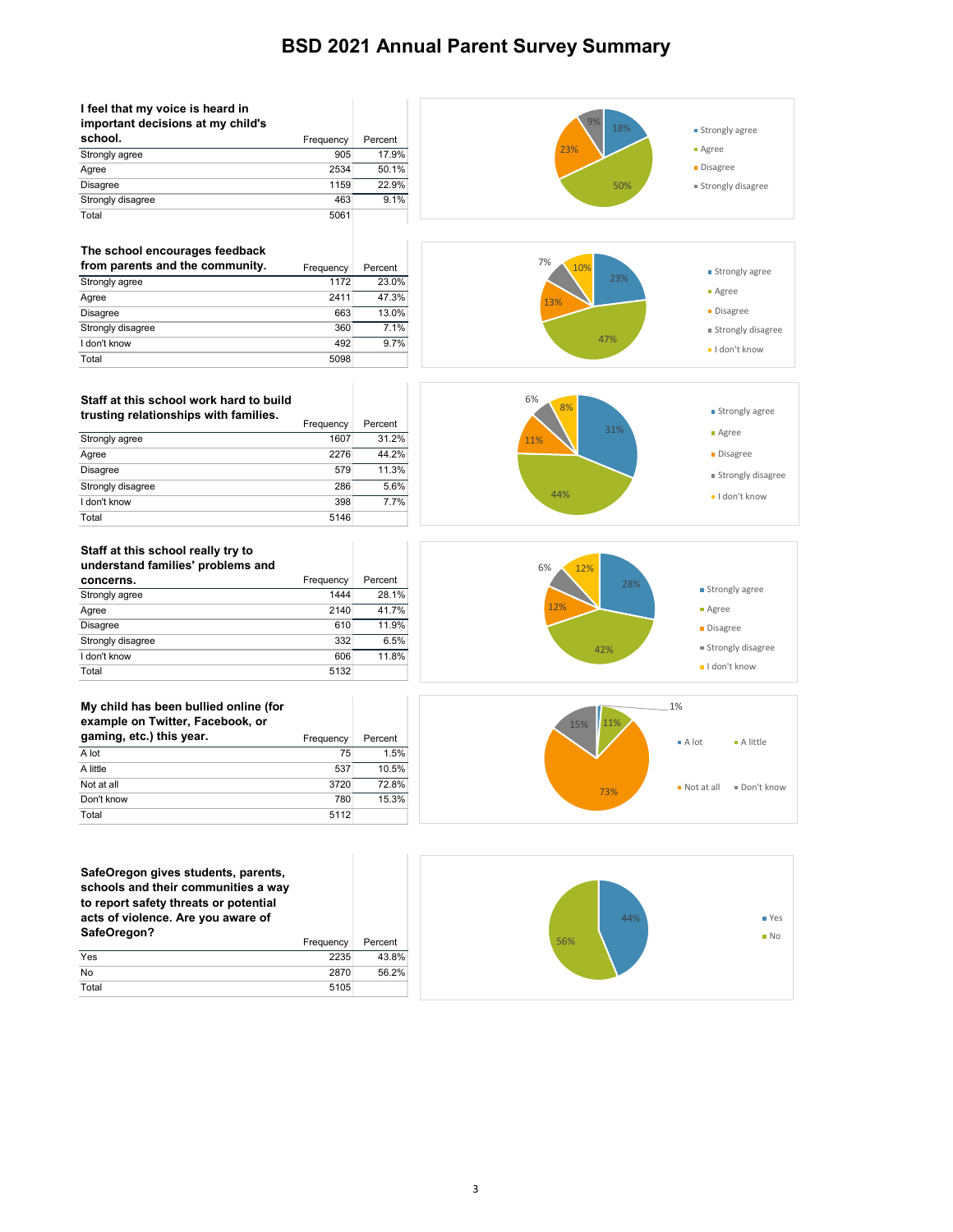# BSD 2021 Annual Parent Survey Summary

| I feel that my voice is heard in important decisions at my child's school. | Frequency | Percent |
|---|---|---|
| Strongly agree | 905 | 17.9% |
| Agree | 2534 | 50.1% |
| Disagree | 1159 | 22.9% |
| Strongly disagree | 463 | 9.1% |
| Total | 5061 | |

| The school encourages feedback from parents and the community. | Frequency | Percent |
|---|---|---|
| Strongly agree | 1172 | 23.0% |
| Agree | 2411 | 47.3% |
| Disagree | 663 | 13.0% |
| Strongly disagree | 360 | 7.1% |
| I don't know | 492 | 9.7% |
| Total | 5098 | |

| Staff at this school work hard to build trusting relationships with families. | Frequency | Percent |
|---|---|---|
| Strongly agree | 1607 | 31.2% |
| Agree | 2276 | 44.2% |
| Disagree | 579 | 11.3% |
| Strongly disagree | 286 | 5.6% |
| I don't know | 398 | 7.7% |
| Total | 5146 | |

| Staff at this school really try to understand families' problems and concerns. | Frequency | Percent |
|---|---|---|
| Strongly agree | 1444 | 28.1% |
| Agree | 2140 | 41.7% |
| Disagree | 610 | 11.9% |
| Strongly disagree | 332 | 6.5% |
| I don't know | 606 | 11.8% |
| Total | 5132 | |

| My child has been bullied online (for example on Twitter, Facebook, or gaming, etc.) this year. | Frequency | Percent |
|---|---|---|
| A lot | 75 | 1.5% |
| A little | 537 | 10.5% |
| Not at all | 3720 | 72.8% |
| Don't know | 780 | 15.3% |
| Total | 5112 | |

| SafeOregon gives students, parents, schools and their communities a way to report safety threats or potential acts of violence. Are you aware of SafeOregon? | Frequency | Percent |
|---|---|---|
| Yes | 2235 | 43.8% |
| No | 2870 | 56.2% |
| Total | 5105 | |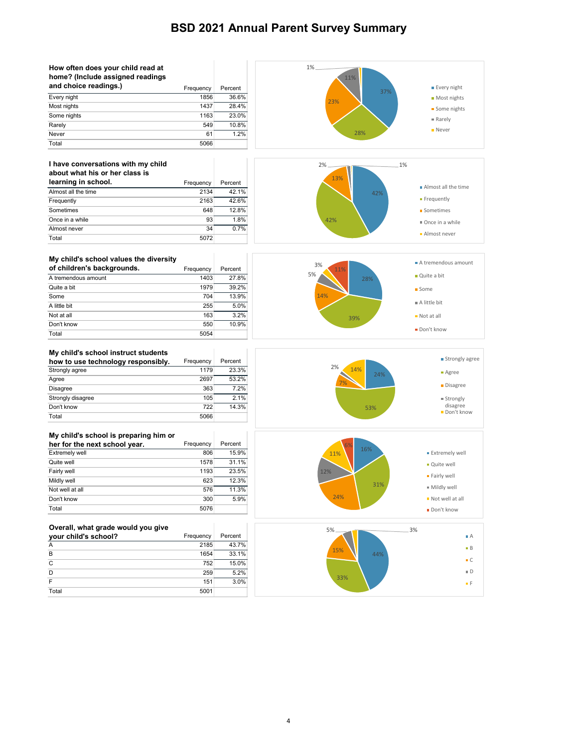# BSD 2021 Annual Parent Survey Summary

| How often does your child read at home? (Include assigned readings and choice readings.) | Frequency | Percent |
|---|---|---|
| Every night | 1856 | 36.6% |
| Most nights | 1437 | 28.4% |
| Some nights | 1163 | 23.0% |
| Rarely | 549 | 10.8% |
| Never | 61 | 1.2% |
| Total | 5066 | |

| I have conversations with my child about what his or her class is learning in school. | Frequency | Percent |
|---|---|---|
| Almost all the time | 2134 | 42.1% |
| Frequently | 2163 | 42.6% |
| Sometimes | 648 | 12.8% |
| Once in a while | 93 | 1.8% |
| Almost never | 34 | 0.7% |
| Total | 5072 | |

| My child's school values the diversity of children's backgrounds. | Frequency | Percent |
|---|---|---|
| A tremendous amount | 1403 | 27.8% |
| Quite a bit | 1979 | 39.2% |
| Some | 704 | 13.9% |
| A little bit | 255 | 5.0% |
| Not at all | 163 | 3.2% |
| Don't know | 550 | 10.9% |
| Total | 5054 | |

| My child's school instruct students how to use technology responsibly. | Frequency | Percent |
|---|---|---|
| Strongly agree | 1179 | 23.3% |
| Agree | 2697 | 53.2% |
| Disagree | 363 | 7.2% |
| Strongly disagree | 105 | 2.1% |
| Don't know | 722 | 14.3% |
| Total | 5066 | |

| My child's school is preparing him or her for the next school year. | Frequency | Percent |
|---|---|---|
| Extremely well | 806 | 15.9% |
| Quite well | 1578 | 31.1% |
| Fairly well | 1193 | 23.5% |
| Mildly well | 623 | 12.3% |
| Not well at all | 576 | 11.3% |
| Don't know | 300 | 5.9% |
| Total | 5076 | |

| Overall, what grade would you give your child's school? | Frequency | Percent |
|---|---|---|
| A | 2185 | 43.7% |
| B | 1654 | 33.1% |
| C | 752 | 15.0% |
| D | 259 | 5.2% |
| F | 151 | 3.0% |
| Total | 5001 | |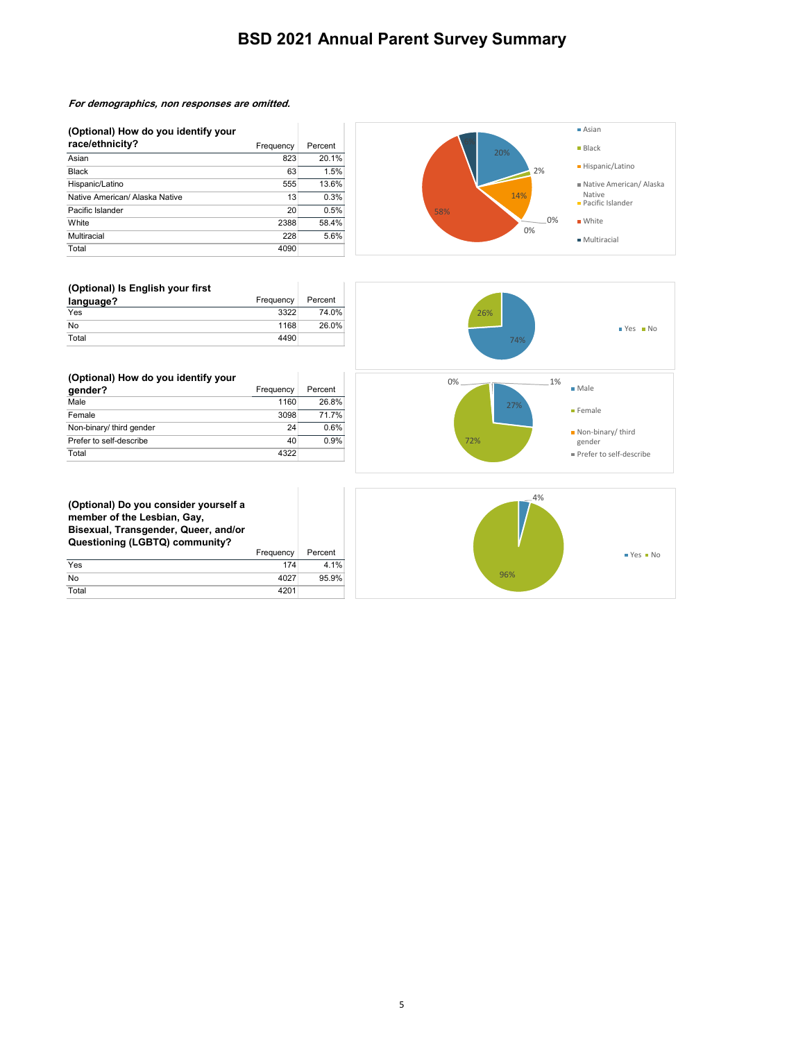# BSD 2021 Annual Parent Survey Summary

***For demographics, non responses are omitted.***

| (Optional) How do you identify your race/ethnicity? | Frequency | Percent |
|---|---|---|
| Asian | 823 | 20.1% |
| Black | 63 | 1.5% |
| Hispanic/Latino | 555 | 13.6% |
| Native American/ Alaska Native | 13 | 0.3% |
| Pacific Islander | 20 | 0.5% |
| White | 2388 | 58.4% |
| Multiracial | 228 | 5.6% |
| Total | 4090 | |

20%
2%
14%
0%
0%
58%
6%

Asian
Black
Hispanic/Latino
Native American/ Alaska Native
Pacific Islander
White
Multiracial

| (Optional) Is English your first language? | Frequency | Percent |
|---|---|---|
| Yes | 3322 | 74.0% |
| No | 1168 | 26.0% |
| Total | 4490 | |

26%
74%

Yes
No

| (Optional) How do you identify your gender? | Frequency | Percent |
|---|---|---|
| Male | 1160 | 26.8% |
| Female | 3098 | 71.7% |
| Non-binary/ third gender | 24 | 0.6% |
| Prefer to self-describe | 40 | 0.9% |
| Total | 4322 | |

0%
1%
27%
72%

Male
Female
Non-binary/ third gender
Prefer to self-describe

| (Optional) Do you consider yourself a member of the Lesbian, Gay, Bisexual, Transgender, Queer, and/or Questioning (LGBTQ) community? | Frequency | Percent |
|---|---|---|
| Yes | 174 | 4.1% |
| No | 4027 | 95.9% |
| Total | 4201 | |

4%
96%

Yes
No